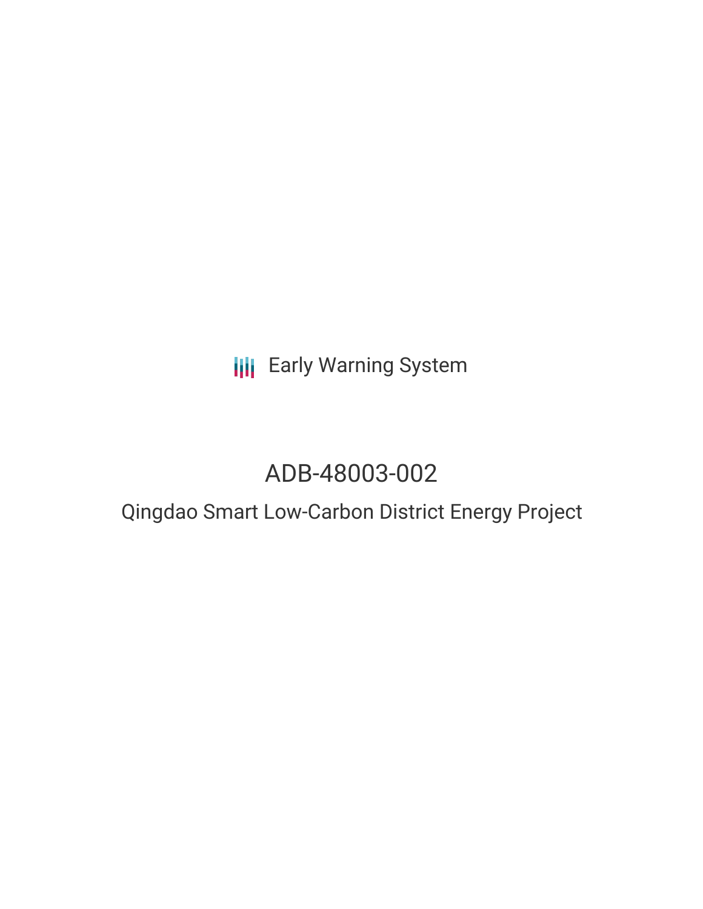Early Warning System

# ADB-48003-002

## Qingdao Smart Low-Carbon District Energy Project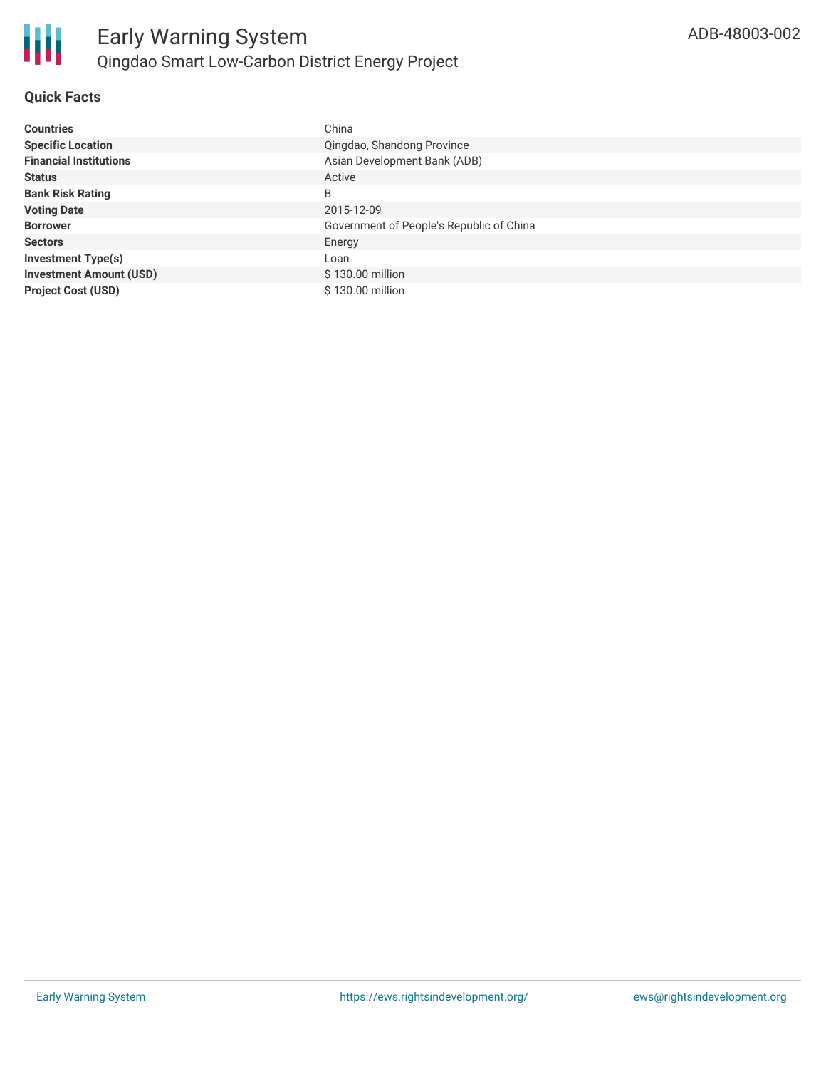# Early Warning System

## Qingdao Smart Low-Carbon District Energy Project

ADB-48003-002

### Quick Facts

| | |
|---|---|
| **Countries** | China |
| **Specific Location** | Qingdao, Shandong Province |
| **Financial Institutions** | Asian Development Bank (ADB) |
| **Status** | Active |
| **Bank Risk Rating** | B |
| **Voting Date** | 2015-12-09 |
| **Borrower** | Government of People's Republic of China |
| **Sectors** | Energy |
| **Investment Type(s)** | Loan |
| **Investment Amount (USD)** | $ 130.00 million |
| **Project Cost (USD)** | $ 130.00 million |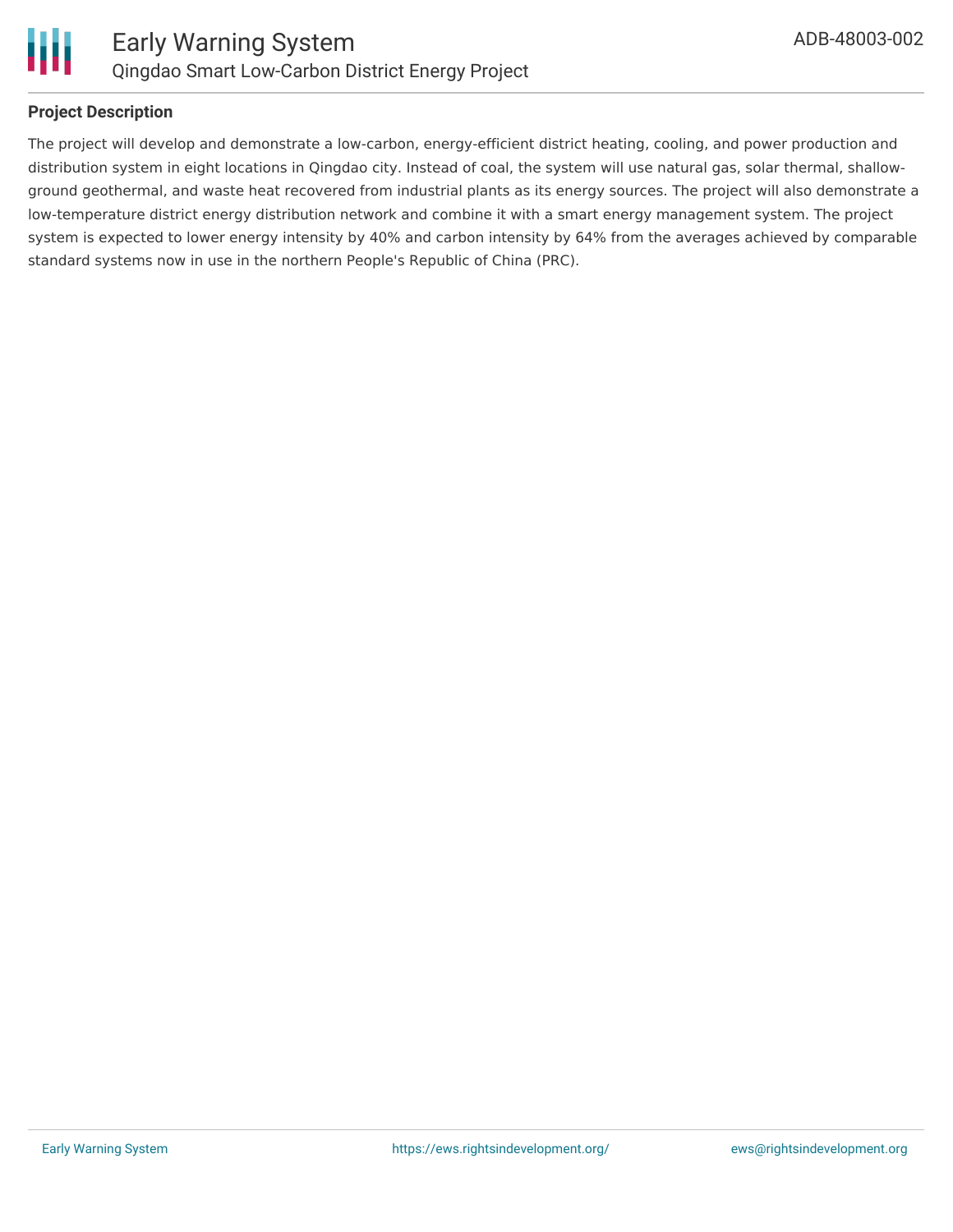## Project Description

The project will develop and demonstrate a low-carbon, energy-efficient district heating, cooling, and power production and distribution system in eight locations in Qingdao city. Instead of coal, the system will use natural gas, solar thermal, shallow-ground geothermal, and waste heat recovered from industrial plants as its energy sources. The project will also demonstrate a low-temperature district energy distribution network and combine it with a smart energy management system. The project system is expected to lower energy intensity by 40% and carbon intensity by 64% from the averages achieved by comparable standard systems now in use in the northern People's Republic of China (PRC).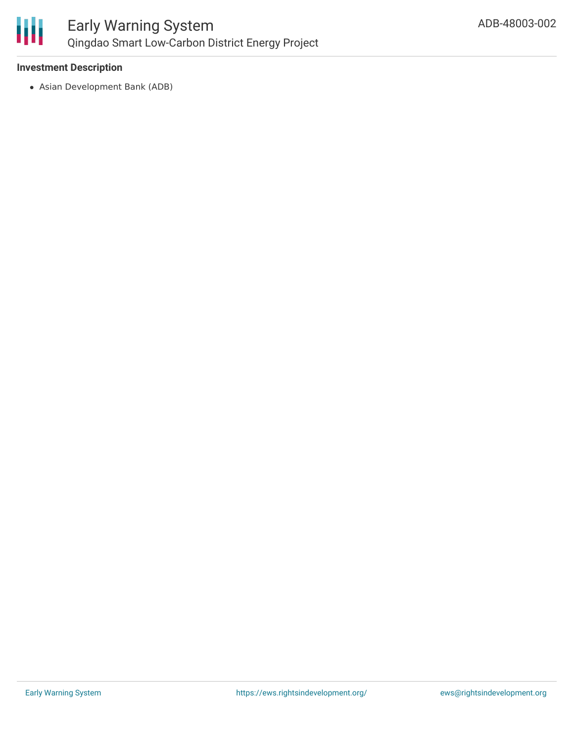### Investment Description

- Asian Development Bank (ADB)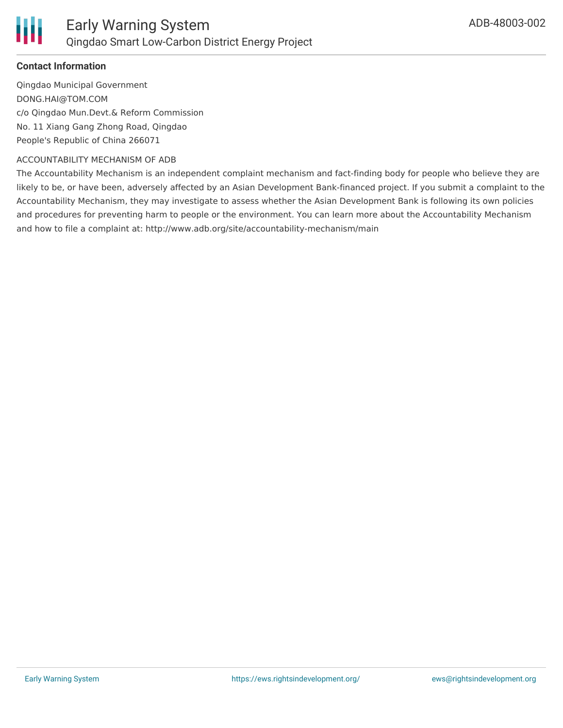**Contact Information**

Qingdao Municipal Government
DONG.HAI@TOM.COM
c/o Qingdao Mun.Devt.& Reform Commission
No. 11 Xiang Gang Zhong Road, Qingdao
People's Republic of China 266071

ACCOUNTABILITY MECHANISM OF ADB

The Accountability Mechanism is an independent complaint mechanism and fact-finding body for people who believe they are likely to be, or have been, adversely affected by an Asian Development Bank-financed project. If you submit a complaint to the Accountability Mechanism, they may investigate to assess whether the Asian Development Bank is following its own policies and procedures for preventing harm to people or the environment. You can learn more about the Accountability Mechanism and how to file a complaint at: http://www.adb.org/site/accountability-mechanism/main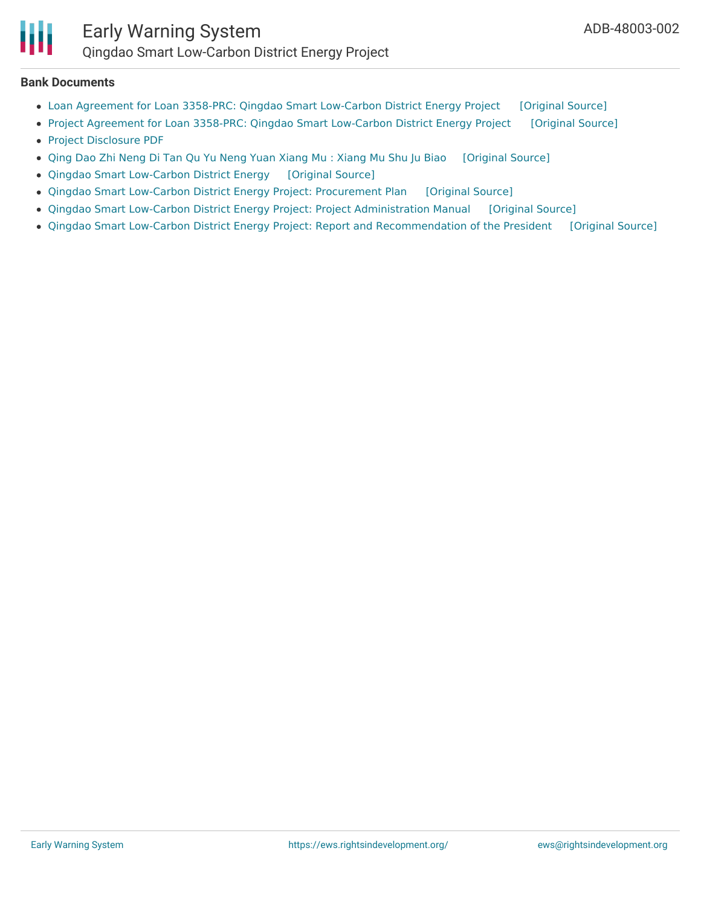### Bank Documents

- Loan Agreement for Loan 3358-PRC: Qingdao Smart Low-Carbon District Energy Project [Original Source]
- Project Agreement for Loan 3358-PRC: Qingdao Smart Low-Carbon District Energy Project [Original Source]
- Project Disclosure PDF
- Qing Dao Zhi Neng Di Tan Qu Yu Neng Yuan Xiang Mu : Xiang Mu Shu Ju Biao [Original Source]
- Qingdao Smart Low-Carbon District Energy [Original Source]
- Qingdao Smart Low-Carbon District Energy Project: Procurement Plan [Original Source]
- Qingdao Smart Low-Carbon District Energy Project: Project Administration Manual [Original Source]
- Qingdao Smart Low-Carbon District Energy Project: Report and Recommendation of the President [Original Source]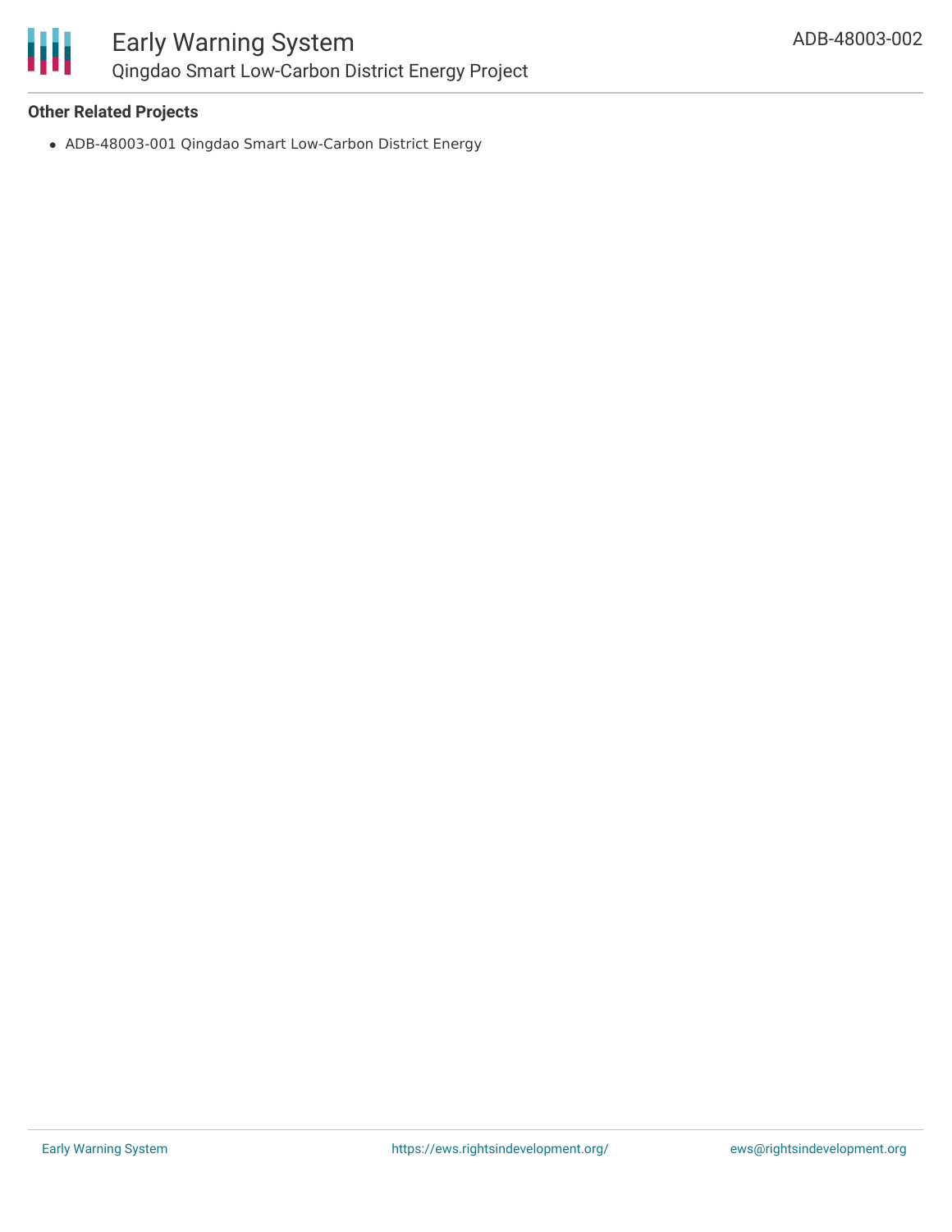**Other Related Projects**

- ADB-48003-001 Qingdao Smart Low-Carbon District Energy